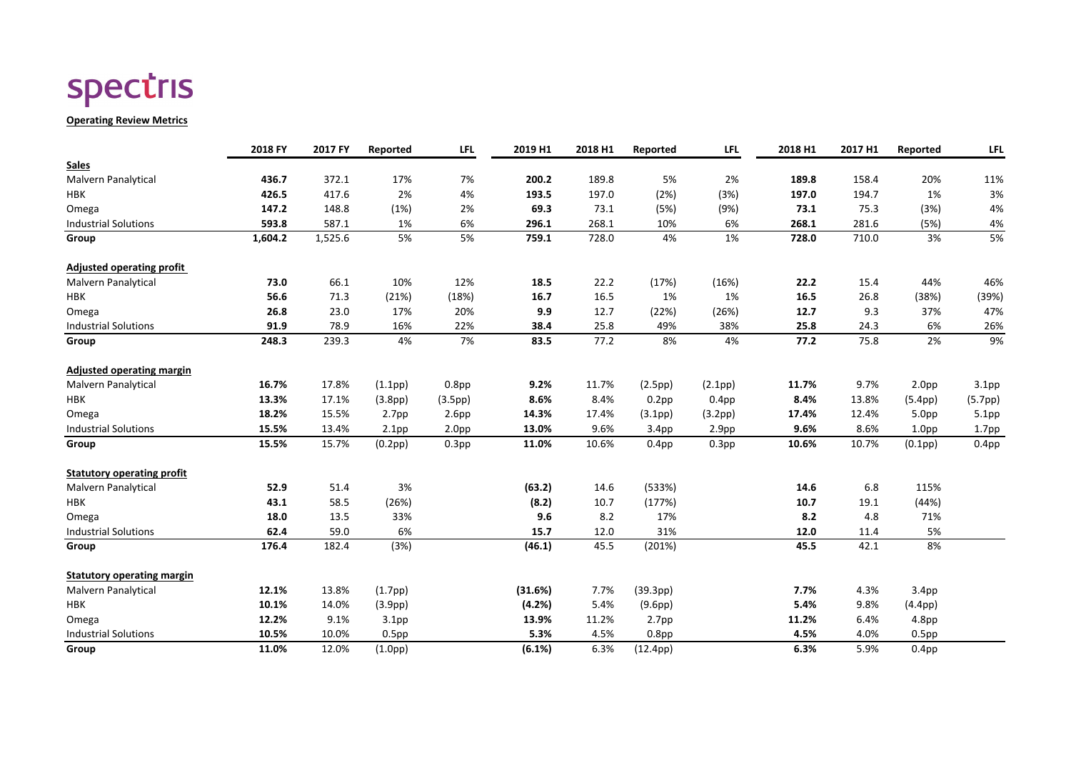# spectris

**Operating Review Metrics**

| | 2018 FY | 2017 FY | Reported | LFL | 2019 H1 | 2018 H1 | Reported | LFL | 2018 H1 | 2017 H1 | Reported | LFL |
|---|---|---|---|---|---|---|---|---|---|---|---|---|
| **Sales** | | | | | | | | | | | | |
| Malvern Panalytical | **436.7** | 372.1 | 17% | 7% | **200.2** | 189.8 | 5% | 2% | **189.8** | 158.4 | 20% | 11% |
| HBK | **426.5** | 417.6 | 2% | 4% | **193.5** | 197.0 | (2%) | (3%) | **197.0** | 194.7 | 1% | 3% |
| Omega | **147.2** | 148.8 | (1%) | 2% | **69.3** | 73.1 | (5%) | (9%) | **73.1** | 75.3 | (3%) | 4% |
| Industrial Solutions | **593.8** | 587.1 | 1% | 6% | **296.1** | 268.1 | 10% | 6% | **268.1** | 281.6 | (5%) | 4% |
| **Group** | **1,604.2** | 1,525.6 | 5% | 5% | **759.1** | 728.0 | 4% | 1% | **728.0** | 710.0 | 3% | 5% |
| **Adjusted operating profit** | | | | | | | | | | | | |
| Malvern Panalytical | **73.0** | 66.1 | 10% | 12% | **18.5** | 22.2 | (17%) | (16%) | **22.2** | 15.4 | 44% | 46% |
| HBK | **56.6** | 71.3 | (21%) | (18%) | **16.7** | 16.5 | 1% | 1% | **16.5** | 26.8 | (38%) | (39%) |
| Omega | **26.8** | 23.0 | 17% | 20% | **9.9** | 12.7 | (22%) | (26%) | **12.7** | 9.3 | 37% | 47% |
| Industrial Solutions | **91.9** | 78.9 | 16% | 22% | **38.4** | 25.8 | 49% | 38% | **25.8** | 24.3 | 6% | 26% |
| **Group** | **248.3** | 239.3 | 4% | 7% | **83.5** | 77.2 | 8% | 4% | **77.2** | 75.8 | 2% | 9% |
| **Adjusted operating margin** | | | | | | | | | | | | |
| Malvern Panalytical | **16.7%** | 17.8% | (1.1pp) | 0.8pp | **9.2%** | 11.7% | (2.5pp) | (2.1pp) | **11.7%** | 9.7% | 2.0pp | 3.1pp |
| HBK | **13.3%** | 17.1% | (3.8pp) | (3.5pp) | **8.6%** | 8.4% | 0.2pp | 0.4pp | **8.4%** | 13.8% | (5.4pp) | (5.7pp) |
| Omega | **18.2%** | 15.5% | 2.7pp | 2.6pp | **14.3%** | 17.4% | (3.1pp) | (3.2pp) | **17.4%** | 12.4% | 5.0pp | 5.1pp |
| Industrial Solutions | **15.5%** | 13.4% | 2.1pp | 2.0pp | **13.0%** | 9.6% | 3.4pp | 2.9pp | **9.6%** | 8.6% | 1.0pp | 1.7pp |
| **Group** | **15.5%** | 15.7% | (0.2pp) | 0.3pp | **11.0%** | 10.6% | 0.4pp | 0.3pp | **10.6%** | 10.7% | (0.1pp) | 0.4pp |
| **Statutory operating profit** | | | | | | | | | | | | |
| Malvern Panalytical | **52.9** | 51.4 | 3% | | **(63.2)** | 14.6 | (533%) | | **14.6** | 6.8 | 115% | |
| HBK | **43.1** | 58.5 | (26%) | | **(8.2)** | 10.7 | (177%) | | **10.7** | 19.1 | (44%) | |
| Omega | **18.0** | 13.5 | 33% | | **9.6** | 8.2 | 17% | | **8.2** | 4.8 | 71% | |
| Industrial Solutions | **62.4** | 59.0 | 6% | | **15.7** | 12.0 | 31% | | **12.0** | 11.4 | 5% | |
| **Group** | **176.4** | 182.4 | (3%) | | **(46.1)** | 45.5 | (201%) | | **45.5** | 42.1 | 8% | |
| **Statutory operating margin** | | | | | | | | | | | | |
| Malvern Panalytical | **12.1%** | 13.8% | (1.7pp) | | **(31.6%)** | 7.7% | (39.3pp) | | **7.7%** | 4.3% | 3.4pp | |
| HBK | **10.1%** | 14.0% | (3.9pp) | | **(4.2%)** | 5.4% | (9.6pp) | | **5.4%** | 9.8% | (4.4pp) | |
| Omega | **12.2%** | 9.1% | 3.1pp | | **13.9%** | 11.2% | 2.7pp | | **11.2%** | 6.4% | 4.8pp | |
| Industrial Solutions | **10.5%** | 10.0% | 0.5pp | | **5.3%** | 4.5% | 0.8pp | | **4.5%** | 4.0% | 0.5pp | |
| **Group** | **11.0%** | 12.0% | (1.0pp) | | **(6.1%)** | 6.3% | (12.4pp) | | **6.3%** | 5.9% | 0.4pp | |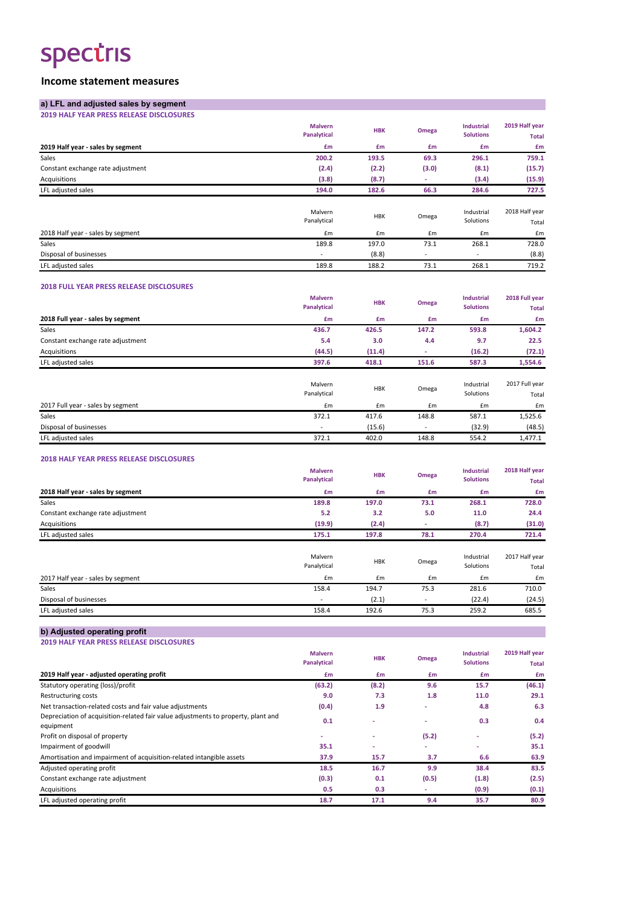# spectris

## Income statement measures

### a) LFL and adjusted sales by segment

**2019 HALF YEAR PRESS RELEASE DISCLOSURES**

| 2019 Half year - sales by segment | Malvern Panalytical £m | HBK £m | Omega £m | Industrial Solutions £m | 2019 Half year Total £m |
|---|---|---|---|---|---|
| Sales | 200.2 | 193.5 | 69.3 | 296.1 | 759.1 |
| Constant exchange rate adjustment | (2.4) | (2.2) | (3.0) | (8.1) | (15.7) |
| Acquisitions | (3.8) | (8.7) | - | (3.4) | (15.9) |
| LFL adjusted sales | 194.0 | 182.6 | 66.3 | 284.6 | 727.5 |

| 2018 Half year - sales by segment | Malvern Panalytical £m | HBK £m | Omega £m | Industrial Solutions £m | 2018 Half year Total £m |
|---|---|---|---|---|---|
| Sales | 189.8 | 197.0 | 73.1 | 268.1 | 728.0 |
| Disposal of businesses | - | (8.8) | - | - | (8.8) |
| LFL adjusted sales | 189.8 | 188.2 | 73.1 | 268.1 | 719.2 |

**2018 FULL YEAR PRESS RELEASE DISCLOSURES**

| 2018 Full year - sales by segment | Malvern Panalytical £m | HBK £m | Omega £m | Industrial Solutions £m | 2018 Full year Total £m |
|---|---|---|---|---|---|
| Sales | 436.7 | 426.5 | 147.2 | 593.8 | 1,604.2 |
| Constant exchange rate adjustment | 5.4 | 3.0 | 4.4 | 9.7 | 22.5 |
| Acquisitions | (44.5) | (11.4) | - | (16.2) | (72.1) |
| LFL adjusted sales | 397.6 | 418.1 | 151.6 | 587.3 | 1,554.6 |

| 2017 Full year - sales by segment | Malvern Panalytical £m | HBK £m | Omega £m | Industrial Solutions £m | 2017 Full year Total £m |
|---|---|---|---|---|---|
| Sales | 372.1 | 417.6 | 148.8 | 587.1 | 1,525.6 |
| Disposal of businesses | - | (15.6) | - | (32.9) | (48.5) |
| LFL adjusted sales | 372.1 | 402.0 | 148.8 | 554.2 | 1,477.1 |

**2018 HALF YEAR PRESS RELEASE DISCLOSURES**

| 2018 Half year - sales by segment | Malvern Panalytical £m | HBK £m | Omega £m | Industrial Solutions £m | 2018 Half year Total £m |
|---|---|---|---|---|---|
| Sales | 189.8 | 197.0 | 73.1 | 268.1 | 728.0 |
| Constant exchange rate adjustment | 5.2 | 3.2 | 5.0 | 11.0 | 24.4 |
| Acquisitions | (19.9) | (2.4) | - | (8.7) | (31.0) |
| LFL adjusted sales | 175.1 | 197.8 | 78.1 | 270.4 | 721.4 |

| 2017 Half year - sales by segment | Malvern Panalytical £m | HBK £m | Omega £m | Industrial Solutions £m | 2017 Half year Total £m |
|---|---|---|---|---|---|
| Sales | 158.4 | 194.7 | 75.3 | 281.6 | 710.0 |
| Disposal of businesses | - | (2.1) | - | (22.4) | (24.5) |
| LFL adjusted sales | 158.4 | 192.6 | 75.3 | 259.2 | 685.5 |

### b) Adjusted operating profit

**2019 HALF YEAR PRESS RELEASE DISCLOSURES**

| 2019 Half year - adjusted operating profit | Malvern Panalytical £m | HBK £m | Omega £m | Industrial Solutions £m | 2019 Half year Total £m |
|---|---|---|---|---|---|
| Statutory operating (loss)/profit | (63.2) | (8.2) | 9.6 | 15.7 | (46.1) |
| Restructuring costs | 9.0 | 7.3 | 1.8 | 11.0 | 29.1 |
| Net transaction-related costs and fair value adjustments | (0.4) | 1.9 | - | 4.8 | 6.3 |
| Depreciation of acquisition-related fair value adjustments to property, plant and equipment | 0.1 | - | - | 0.3 | 0.4 |
| Profit on disposal of property | - | - | (5.2) | - | (5.2) |
| Impairment of goodwill | 35.1 | - | - | - | 35.1 |
| Amortisation and impairment of acquisition-related intangible assets | 37.9 | 15.7 | 3.7 | 6.6 | 63.9 |
| Adjusted operating profit | 18.5 | 16.7 | 9.9 | 38.4 | 83.5 |
| Constant exchange rate adjustment | (0.3) | 0.1 | (0.5) | (1.8) | (2.5) |
| Acquisitions | 0.5 | 0.3 | - | (0.9) | (0.1) |
| LFL adjusted operating profit | 18.7 | 17.1 | 9.4 | 35.7 | 80.9 |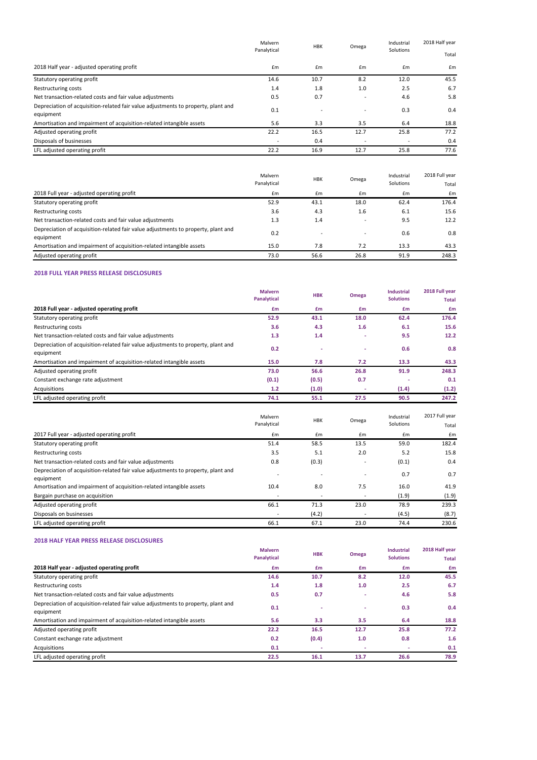| 2018 Half year - adjusted operating profit | Malvern Panalytical £m | HBK £m | Omega £m | Industrial Solutions £m | 2018 Half year Total £m |
|---|---|---|---|---|---|
| Statutory operating profit | 14.6 | 10.7 | 8.2 | 12.0 | 45.5 |
| Restructuring costs | 1.4 | 1.8 | 1.0 | 2.5 | 6.7 |
| Net transaction-related costs and fair value adjustments | 0.5 | 0.7 | - | 4.6 | 5.8 |
| Depreciation of acquisition-related fair value adjustments to property, plant and equipment | 0.1 | - | - | 0.3 | 0.4 |
| Amortisation and impairment of acquisition-related intangible assets | 5.6 | 3.3 | 3.5 | 6.4 | 18.8 |
| Adjusted operating profit | 22.2 | 16.5 | 12.7 | 25.8 | 77.2 |
| Disposals of businesses | - | 0.4 | - | - | 0.4 |
| LFL adjusted operating profit | 22.2 | 16.9 | 12.7 | 25.8 | 77.6 |

| 2018 Full year - adjusted operating profit | Malvern Panalytical £m | HBK £m | Omega £m | Industrial Solutions £m | 2018 Full year Total £m |
|---|---|---|---|---|---|
| Statutory operating profit | 52.9 | 43.1 | 18.0 | 62.4 | 176.4 |
| Restructuring costs | 3.6 | 4.3 | 1.6 | 6.1 | 15.6 |
| Net transaction-related costs and fair value adjustments | 1.3 | 1.4 | - | 9.5 | 12.2 |
| Depreciation of acquisition-related fair value adjustments to property, plant and equipment | 0.2 | - | - | 0.6 | 0.8 |
| Amortisation and impairment of acquisition-related intangible assets | 15.0 | 7.8 | 7.2 | 13.3 | 43.3 |
| Adjusted operating profit | 73.0 | 56.6 | 26.8 | 91.9 | 248.3 |

## 2018 FULL YEAR PRESS RELEASE DISCLOSURES

| **2018 Full year - adjusted operating profit** | **Malvern Panalytical £m** | **HBK £m** | **Omega £m** | **Industrial Solutions £m** | **2018 Full year Total £m** |
|---|---|---|---|---|---|
| Statutory operating profit | **52.9** | **43.1** | **18.0** | **62.4** | **176.4** |
| Restructuring costs | **3.6** | **4.3** | **1.6** | **6.1** | **15.6** |
| Net transaction-related costs and fair value adjustments | **1.3** | **1.4** | **-** | **9.5** | **12.2** |
| Depreciation of acquisition-related fair value adjustments to property, plant and equipment | **0.2** | **-** | **-** | **0.6** | **0.8** |
| Amortisation and impairment of acquisition-related intangible assets | **15.0** | **7.8** | **7.2** | **13.3** | **43.3** |
| Adjusted operating profit | **73.0** | **56.6** | **26.8** | **91.9** | **248.3** |
| Constant exchange rate adjustment | **(0.1)** | **(0.5)** | **0.7** | **-** | **0.1** |
| Acquisitions | **1.2** | **(1.0)** | **-** | **(1.4)** | **(1.2)** |
| LFL adjusted operating profit | **74.1** | **55.1** | **27.5** | **90.5** | **247.2** |

| 2017 Full year - adjusted operating profit | Malvern Panalytical £m | HBK £m | Omega £m | Industrial Solutions £m | 2017 Full year Total £m |
|---|---|---|---|---|---|
| Statutory operating profit | 51.4 | 58.5 | 13.5 | 59.0 | 182.4 |
| Restructuring costs | 3.5 | 5.1 | 2.0 | 5.2 | 15.8 |
| Net transaction-related costs and fair value adjustments | 0.8 | (0.3) | - | (0.1) | 0.4 |
| Depreciation of acquisition-related fair value adjustments to property, plant and equipment | - | - | - | 0.7 | 0.7 |
| Amortisation and impairment of acquisition-related intangible assets | 10.4 | 8.0 | 7.5 | 16.0 | 41.9 |
| Bargain purchase on acquisition | - | - | - | (1.9) | (1.9) |
| Adjusted operating profit | 66.1 | 71.3 | 23.0 | 78.9 | 239.3 |
| Disposals on businesses | - | (4.2) | - | (4.5) | (8.7) |
| LFL adjusted operating profit | 66.1 | 67.1 | 23.0 | 74.4 | 230.6 |

## 2018 HALF YEAR PRESS RELEASE DISCLOSURES

| **2018 Half year - adjusted operating profit** | **Malvern Panalytical £m** | **HBK £m** | **Omega £m** | **Industrial Solutions £m** | **2018 Half year Total £m** |
|---|---|---|---|---|---|
| Statutory operating profit | **14.6** | **10.7** | **8.2** | **12.0** | **45.5** |
| Restructuring costs | **1.4** | **1.8** | **1.0** | **2.5** | **6.7** |
| Net transaction-related costs and fair value adjustments | **0.5** | **0.7** | **-** | **4.6** | **5.8** |
| Depreciation of acquisition-related fair value adjustments to property, plant and equipment | **0.1** | **-** | **-** | **0.3** | **0.4** |
| Amortisation and impairment of acquisition-related intangible assets | **5.6** | **3.3** | **3.5** | **6.4** | **18.8** |
| Adjusted operating profit | **22.2** | **16.5** | **12.7** | **25.8** | **77.2** |
| Constant exchange rate adjustment | **0.2** | **(0.4)** | **1.0** | **0.8** | **1.6** |
| Acquisitions | **0.1** | **-** | **-** | **-** | **0.1** |
| LFL adjusted operating profit | **22.5** | **16.1** | **13.7** | **26.6** | **78.9** |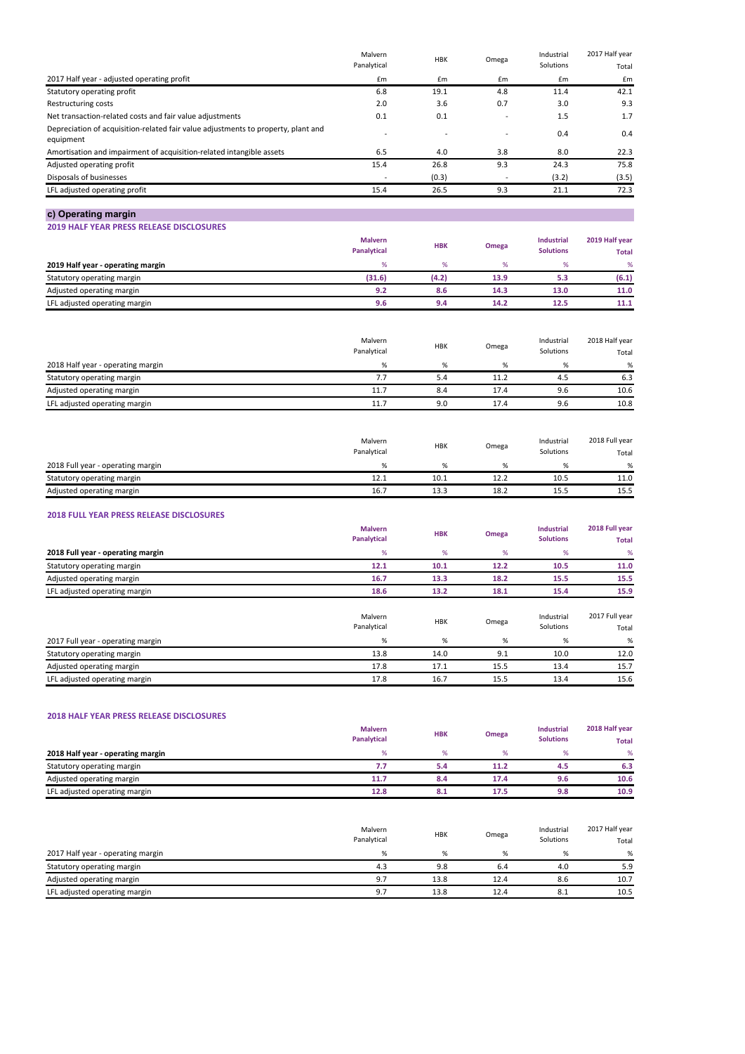| 2017 Half year - adjusted operating profit | Malvern Panalytical £m | HBK £m | Omega £m | Industrial Solutions £m | 2017 Half year Total £m |
|---|---|---|---|---|---|
| Statutory operating profit | 6.8 | 19.1 | 4.8 | 11.4 | 42.1 |
| Restructuring costs | 2.0 | 3.6 | 0.7 | 3.0 | 9.3 |
| Net transaction-related costs and fair value adjustments | 0.1 | 0.1 | - | 1.5 | 1.7 |
| Depreciation of acquisition-related fair value adjustments to property, plant and equipment | - | - | - | 0.4 | 0.4 |
| Amortisation and impairment of acquisition-related intangible assets | 6.5 | 4.0 | 3.8 | 8.0 | 22.3 |
| Adjusted operating profit | 15.4 | 26.8 | 9.3 | 24.3 | 75.8 |
| Disposals of businesses | - | (0.3) | - | (3.2) | (3.5) |
| LFL adjusted operating profit | 15.4 | 26.5 | 9.3 | 21.1 | 72.3 |

## c) Operating margin

### 2019 HALF YEAR PRESS RELEASE DISCLOSURES

| 2019 Half year - operating margin | Malvern Panalytical % | HBK % | Omega % | Industrial Solutions % | 2019 Half year Total % |
|---|---|---|---|---|---|
| Statutory operating margin | **(31.6)** | **(4.2)** | **13.9** | **5.3** | **(6.1)** |
| Adjusted operating margin | **9.2** | **8.6** | **14.3** | **13.0** | **11.0** |
| LFL adjusted operating margin | **9.6** | **9.4** | **14.2** | **12.5** | **11.1** |

| 2018 Half year - operating margin | Malvern Panalytical % | HBK % | Omega % | Industrial Solutions % | 2018 Half year Total % |
|---|---|---|---|---|---|
| Statutory operating margin | 7.7 | 5.4 | 11.2 | 4.5 | 6.3 |
| Adjusted operating margin | 11.7 | 8.4 | 17.4 | 9.6 | 10.6 |
| LFL adjusted operating margin | 11.7 | 9.0 | 17.4 | 9.6 | 10.8 |

| 2018 Full year - operating margin | Malvern Panalytical % | HBK % | Omega % | Industrial Solutions % | 2018 Full year Total % |
|---|---|---|---|---|---|
| Statutory operating margin | 12.1 | 10.1 | 12.2 | 10.5 | 11.0 |
| Adjusted operating margin | 16.7 | 13.3 | 18.2 | 15.5 | 15.5 |

### 2018 FULL YEAR PRESS RELEASE DISCLOSURES

| 2018 Full year - operating margin | Malvern Panalytical % | HBK % | Omega % | Industrial Solutions % | 2018 Full year Total % |
|---|---|---|---|---|---|
| Statutory operating margin | **12.1** | **10.1** | **12.2** | **10.5** | **11.0** |
| Adjusted operating margin | **16.7** | **13.3** | **18.2** | **15.5** | **15.5** |
| LFL adjusted operating margin | **18.6** | **13.2** | **18.1** | **15.4** | **15.9** |

| 2017 Full year - operating margin | Malvern Panalytical % | HBK % | Omega % | Industrial Solutions % | 2017 Full year Total % |
|---|---|---|---|---|---|
| Statutory operating margin | 13.8 | 14.0 | 9.1 | 10.0 | 12.0 |
| Adjusted operating margin | 17.8 | 17.1 | 15.5 | 13.4 | 15.7 |
| LFL adjusted operating margin | 17.8 | 16.7 | 15.5 | 13.4 | 15.6 |

### 2018 HALF YEAR PRESS RELEASE DISCLOSURES

| 2018 Half year - operating margin | Malvern Panalytical % | HBK % | Omega % | Industrial Solutions % | 2018 Half year Total % |
|---|---|---|---|---|---|
| Statutory operating margin | **7.7** | **5.4** | **11.2** | **4.5** | **6.3** |
| Adjusted operating margin | **11.7** | **8.4** | **17.4** | **9.6** | **10.6** |
| LFL adjusted operating margin | **12.8** | **8.1** | **17.5** | **9.8** | **10.9** |

| 2017 Half year - operating margin | Malvern Panalytical % | HBK % | Omega % | Industrial Solutions % | 2017 Half year Total % |
|---|---|---|---|---|---|
| Statutory operating margin | 4.3 | 9.8 | 6.4 | 4.0 | 5.9 |
| Adjusted operating margin | 9.7 | 13.8 | 12.4 | 8.6 | 10.7 |
| LFL adjusted operating margin | 9.7 | 13.8 | 12.4 | 8.1 | 10.5 |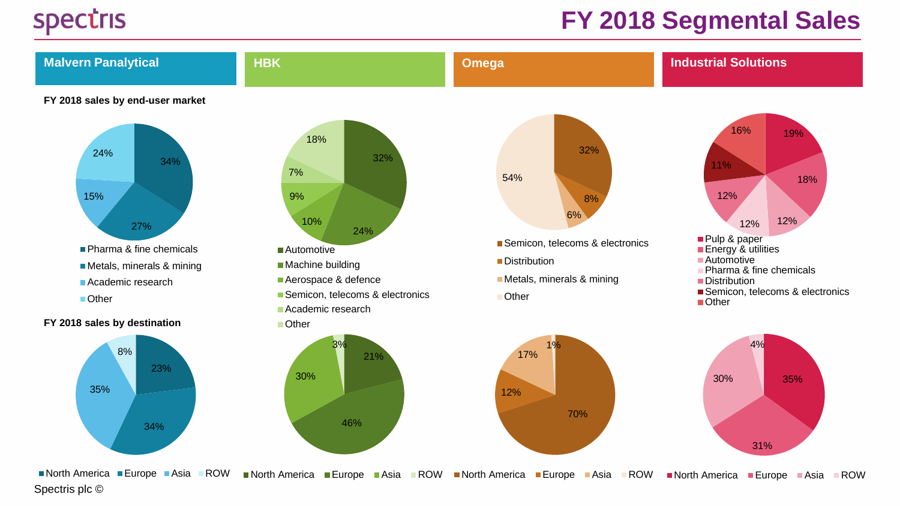# FY 2018 Segmental Sales

## Malvern Panalytical

**FY 2018 sales by end-user market**

34%
27%
15%
24%

Pharma & fine chemicals
Metals, minerals & mining
Academic research
Other

**FY 2018 sales by destination**

23%
34%
35%
8%

North America
Europe
Asia
ROW

## HBK

32%
24%
10%
9%
7%
18%

Automotive
Machine building
Aerospace & defence
Semicon, telecoms & electronics
Academic research
Other

21%
46%
30%
3%

North America
Europe
Asia
ROW

## Omega

32%
8%
6%
54%

Semicon, telecoms & electronics
Distribution
Metals, minerals & mining
Other

70%
12%
17%
1%

North America
Europe
Asia
ROW

## Industrial Solutions

19%
18%
12%
12%
12%
11%
16%

Pulp & paper
Energy & utilities
Automotive
Pharma & fine chemicals
Distribution
Semicon, telecoms & electronics
Other

35%
31%
30%
4%

North America
Europe
Asia
ROW

Spectris plc ©